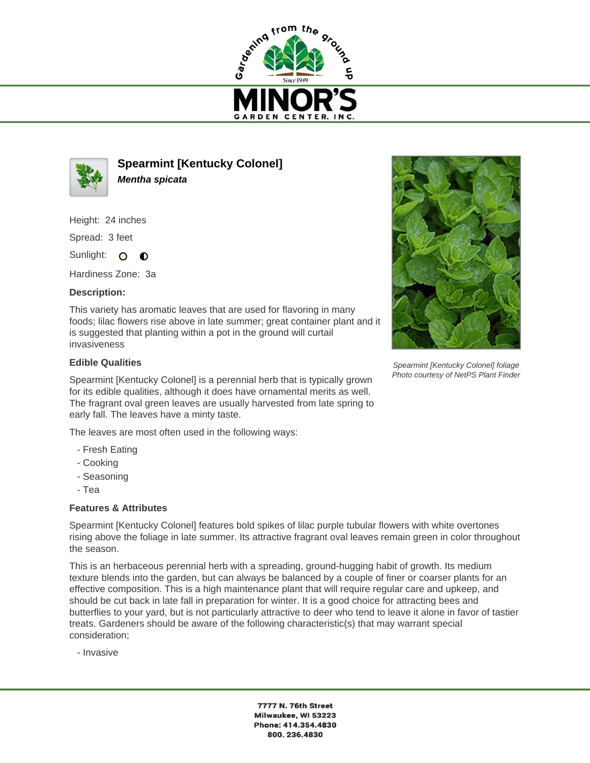# Spearmint [Kentucky Colonel]

***Mentha spicata***

Height: 24 inches

Spread: 3 feet

Sunlight: ○ ◐

Hardiness Zone: 3a

**Description:**

This variety has aromatic leaves that are used for flavoring in many foods; lilac flowers rise above in late summer; great container plant and it is suggested that planting within a pot in the ground will curtail invasiveness

*Spearmint [Kentucky Colonel] foliage*
*Photo courtesy of NetPS Plant Finder*

## Edible Qualities

Spearmint [Kentucky Colonel] is a perennial herb that is typically grown for its edible qualities, although it does have ornamental merits as well. The fragrant oval green leaves are usually harvested from late spring to early fall. The leaves have a minty taste.

The leaves are most often used in the following ways:

- Fresh Eating
- Cooking
- Seasoning
- Tea

## Features & Attributes

Spearmint [Kentucky Colonel] features bold spikes of lilac purple tubular flowers with white overtones rising above the foliage in late summer. Its attractive fragrant oval leaves remain green in color throughout the season.

This is an herbaceous perennial herb with a spreading, ground-hugging habit of growth. Its medium texture blends into the garden, but can always be balanced by a couple of finer or coarser plants for an effective composition. This is a high maintenance plant that will require regular care and upkeep, and should be cut back in late fall in preparation for winter. It is a good choice for attracting bees and butterflies to your yard, but is not particularly attractive to deer who tend to leave it alone in favor of tastier treats. Gardeners should be aware of the following characteristic(s) that may warrant special consideration;

- Invasive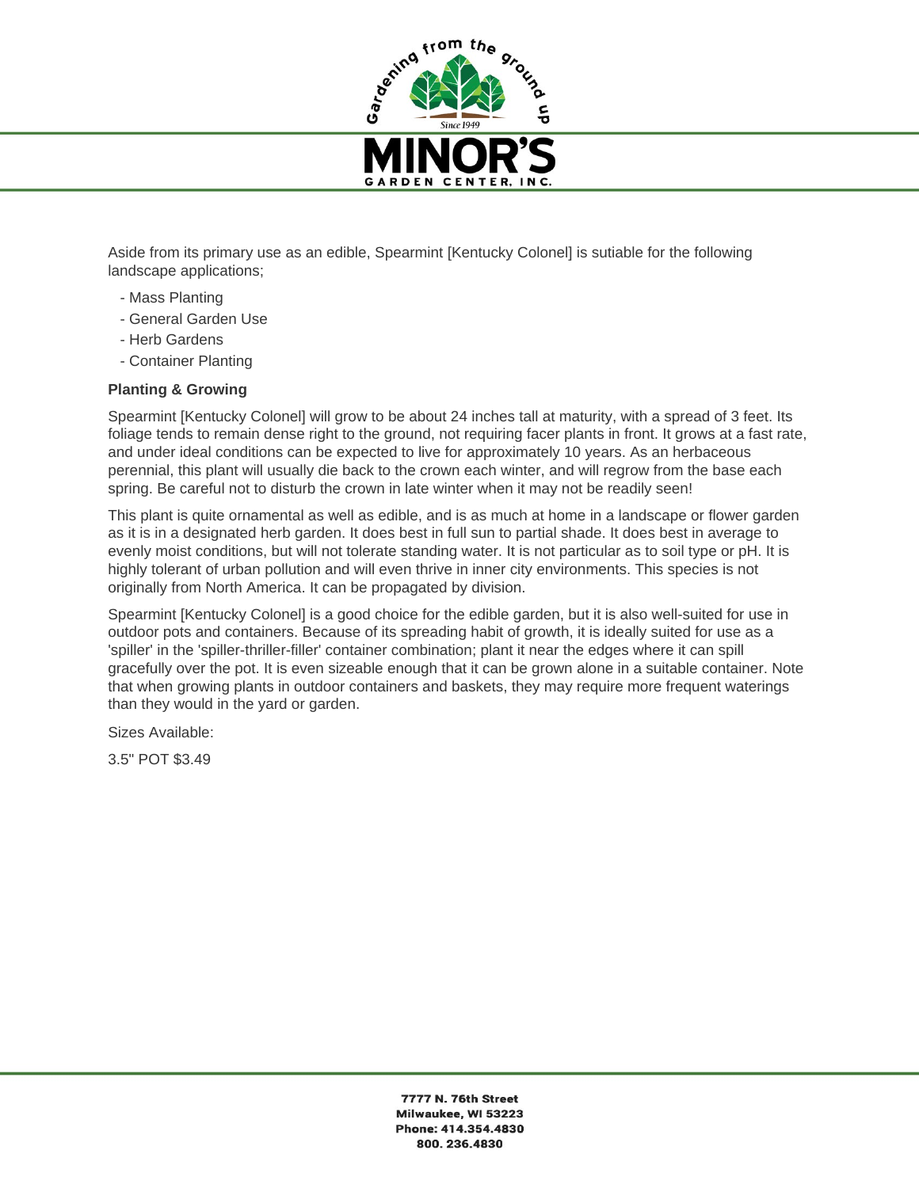Aside from its primary use as an edible, Spearmint [Kentucky Colonel] is sutiable for the following landscape applications;

- Mass Planting
- General Garden Use
- Herb Gardens
- Container Planting

**Planting & Growing**

Spearmint [Kentucky Colonel] will grow to be about 24 inches tall at maturity, with a spread of 3 feet. Its foliage tends to remain dense right to the ground, not requiring facer plants in front. It grows at a fast rate, and under ideal conditions can be expected to live for approximately 10 years. As an herbaceous perennial, this plant will usually die back to the crown each winter, and will regrow from the base each spring. Be careful not to disturb the crown in late winter when it may not be readily seen!

This plant is quite ornamental as well as edible, and is as much at home in a landscape or flower garden as it is in a designated herb garden. It does best in full sun to partial shade. It does best in average to evenly moist conditions, but will not tolerate standing water. It is not particular as to soil type or pH. It is highly tolerant of urban pollution and will even thrive in inner city environments. This species is not originally from North America. It can be propagated by division.

Spearmint [Kentucky Colonel] is a good choice for the edible garden, but it is also well-suited for use in outdoor pots and containers. Because of its spreading habit of growth, it is ideally suited for use as a 'spiller' in the 'spiller-thriller-filler' container combination; plant it near the edges where it can spill gracefully over the pot. It is even sizeable enough that it can be grown alone in a suitable container. Note that when growing plants in outdoor containers and baskets, they may require more frequent waterings than they would in the yard or garden.

Sizes Available:

3.5" POT $3.49